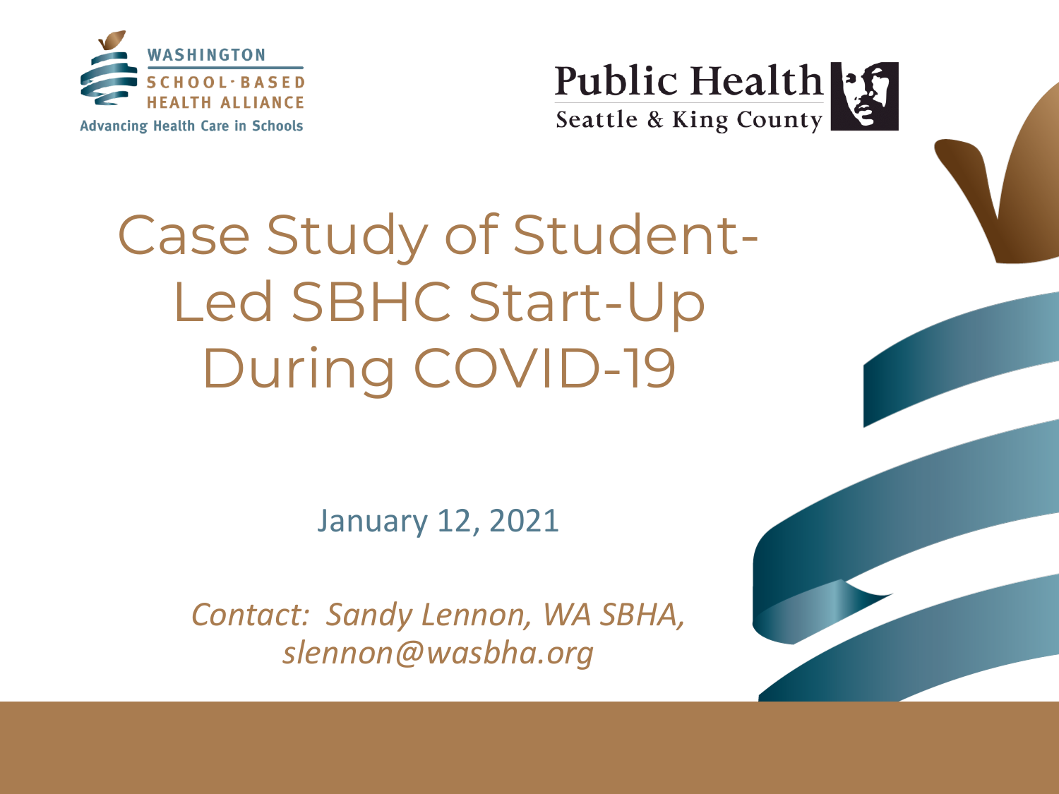WASHINGTON SCHOOL-BASED HEALTH ALLIANCE

Advancing Health Care in Schools

Public Health
Seattle & King County

# Case Study of Student-Led SBHC Start-Up During COVID-19

January 12, 2021

*Contact: Sandy Lennon, WA SBHA, slennon@wasbha.org*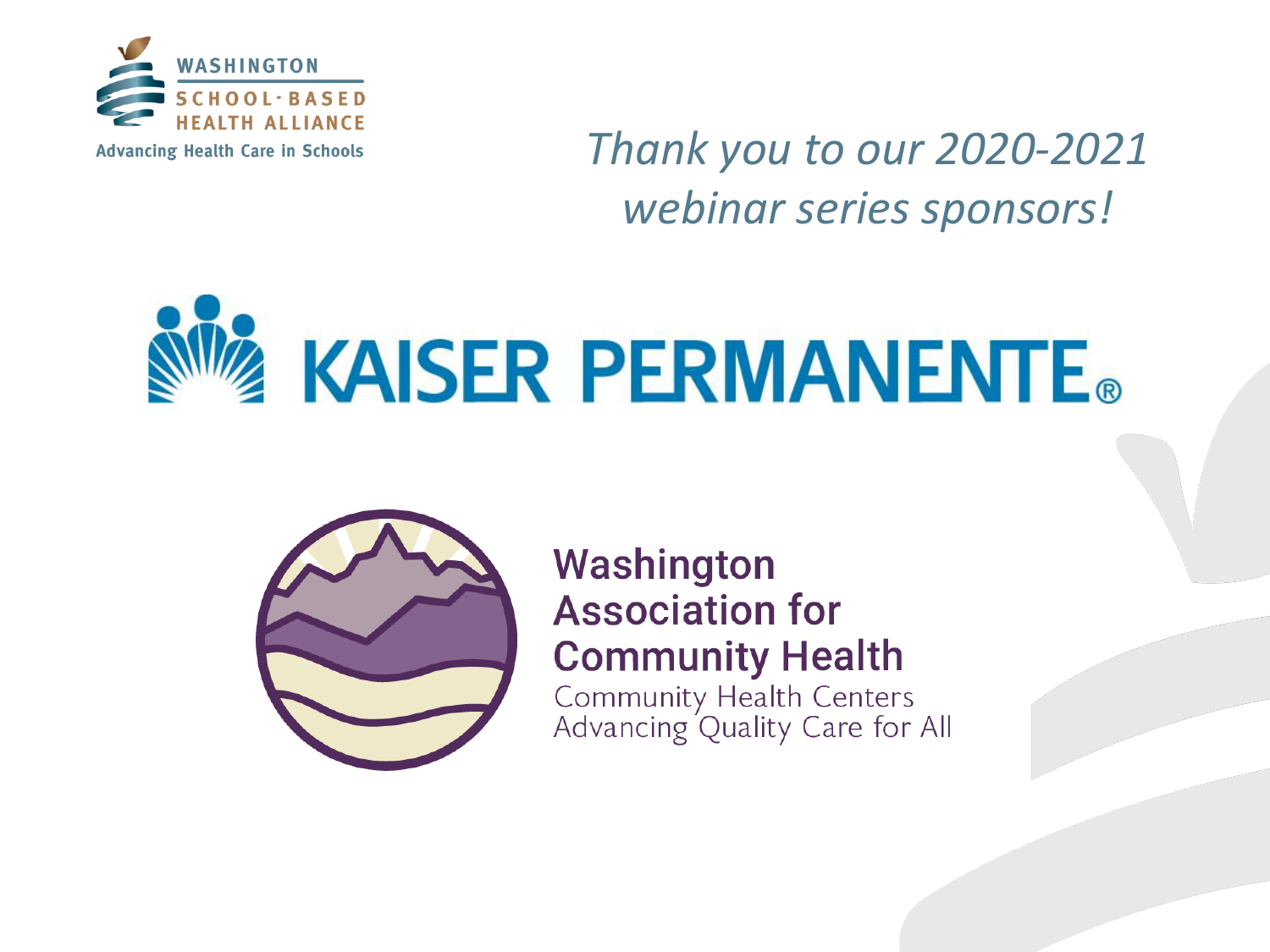WASHINGTON SCHOOL-BASED HEALTH ALLIANCE

Advancing Health Care in Schools

*Thank you to our 2020-2021 webinar series sponsors!*

KAISER PERMANENTE®

**Washington Association for Community Health**

Community Health Centers Advancing Quality Care for All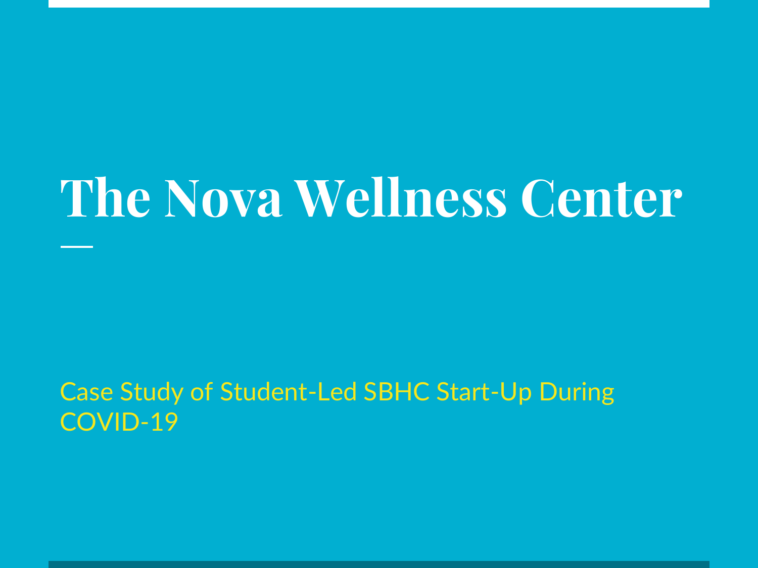# The Nova Wellness Center

Case Study of Student-Led SBHC Start-Up During COVID-19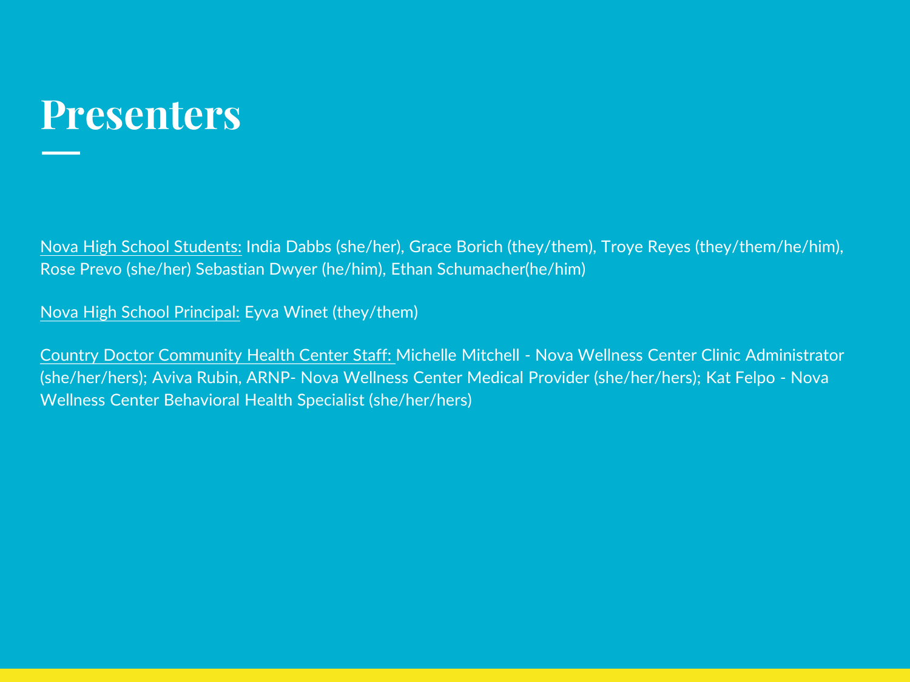# Presenters

Nova High School Students: India Dabbs (she/her), Grace Borich (they/them), Troye Reyes (they/them/he/him), Rose Prevo (she/her) Sebastian Dwyer (he/him), Ethan Schumacher(he/him)

Nova High School Principal: Eyva Winet (they/them)

Country Doctor Community Health Center Staff: Michelle Mitchell - Nova Wellness Center Clinic Administrator (she/her/hers); Aviva Rubin, ARNP- Nova Wellness Center Medical Provider (she/her/hers); Kat Felpo - Nova Wellness Center Behavioral Health Specialist (she/her/hers)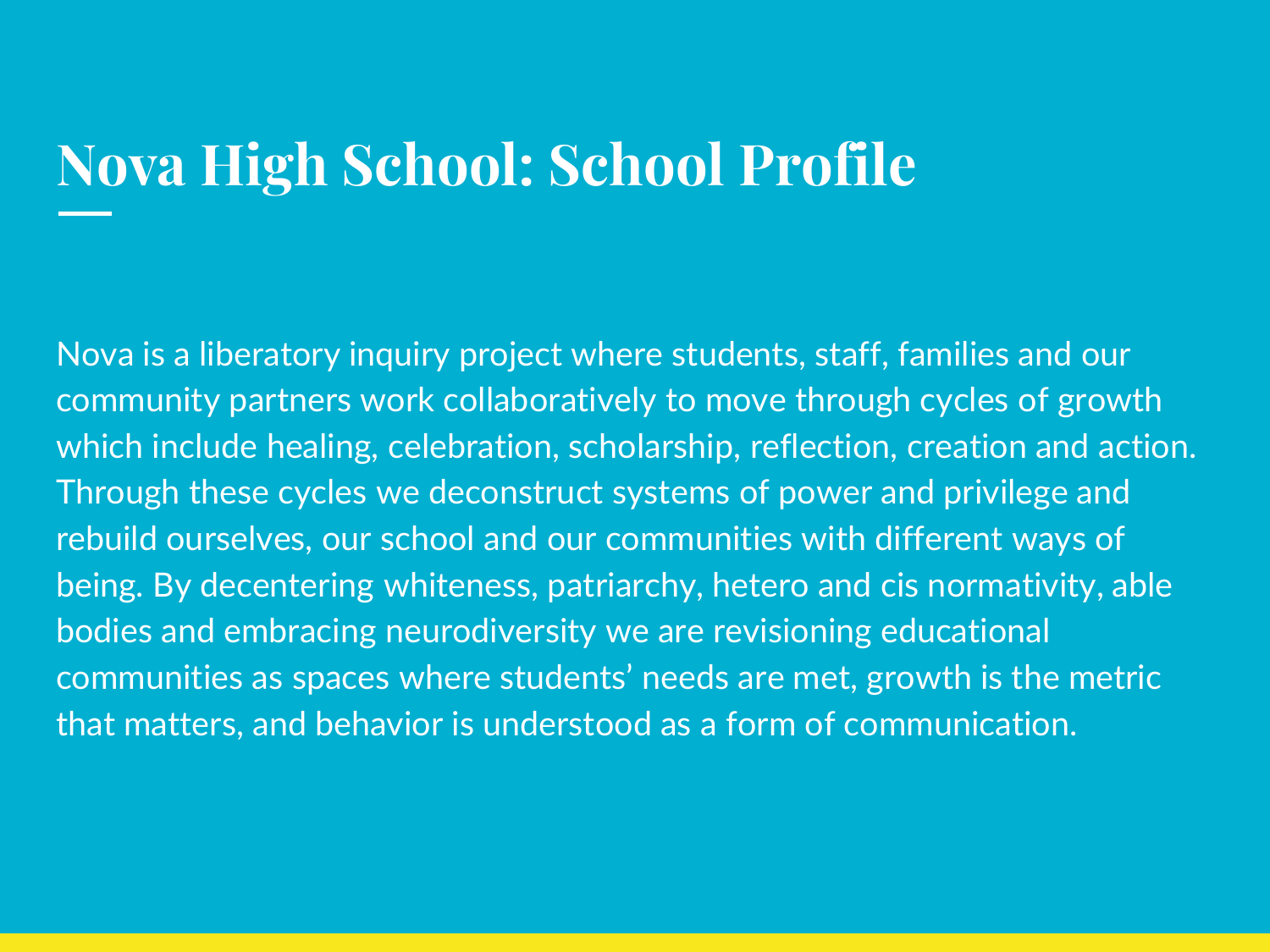# Nova High School: School Profile

Nova is a liberatory inquiry project where students, staff, families and our community partners work collaboratively to move through cycles of growth which include healing, celebration, scholarship, reflection, creation and action. Through these cycles we deconstruct systems of power and privilege and rebuild ourselves, our school and our communities with different ways of being. By decentering whiteness, patriarchy, hetero and cis normativity, able bodies and embracing neurodiversity we are revisioning educational communities as spaces where students' needs are met, growth is the metric that matters, and behavior is understood as a form of communication.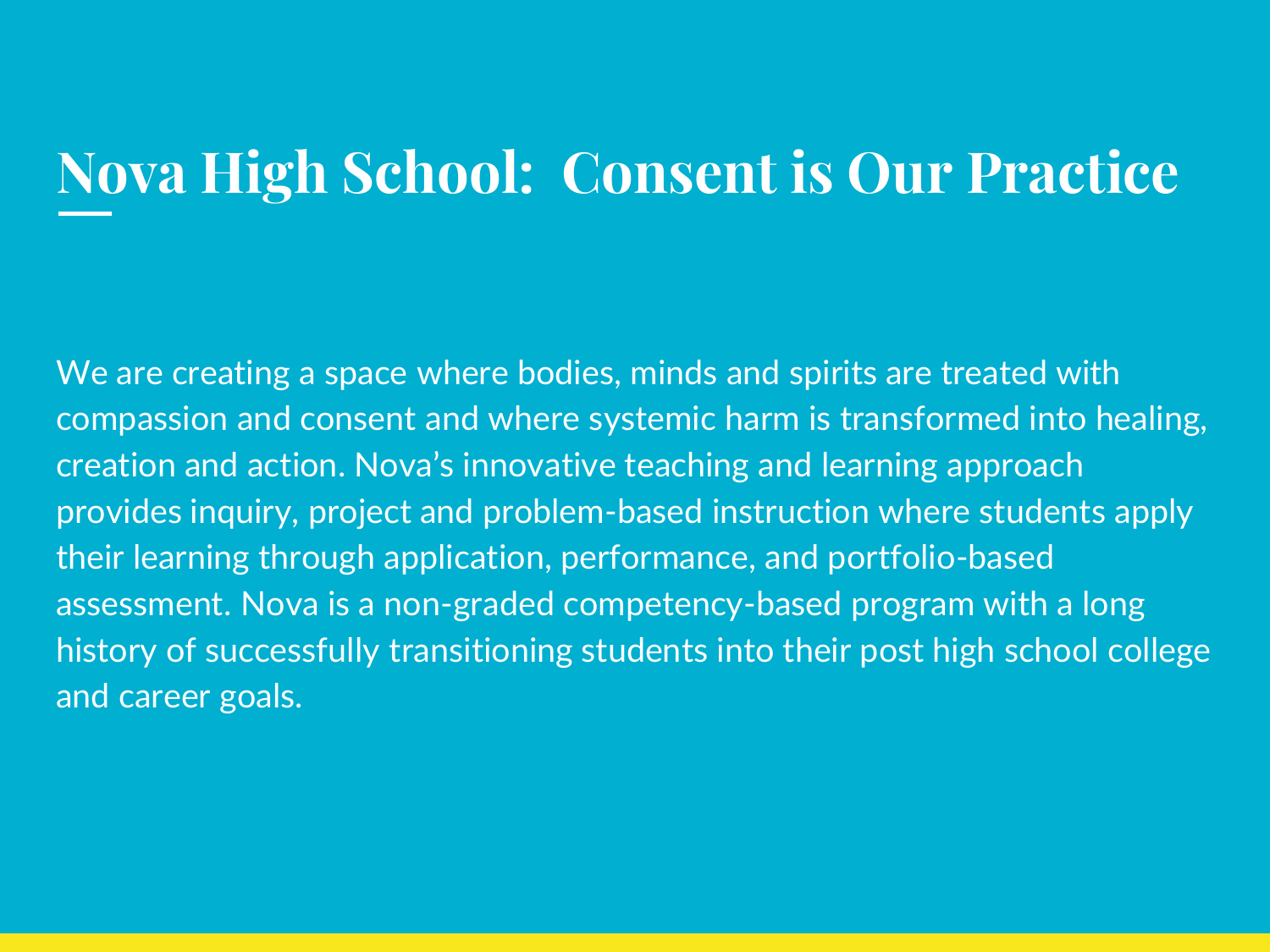# Nova High School:  Consent is Our Practice

We are creating a space where bodies, minds and spirits are treated with compassion and consent and where systemic harm is transformed into healing, creation and action. Nova's innovative teaching and learning approach provides inquiry, project and problem-based instruction where students apply their learning through application, performance, and portfolio-based assessment. Nova is a non-graded competency-based program with a long history of successfully transitioning students into their post high school college and career goals.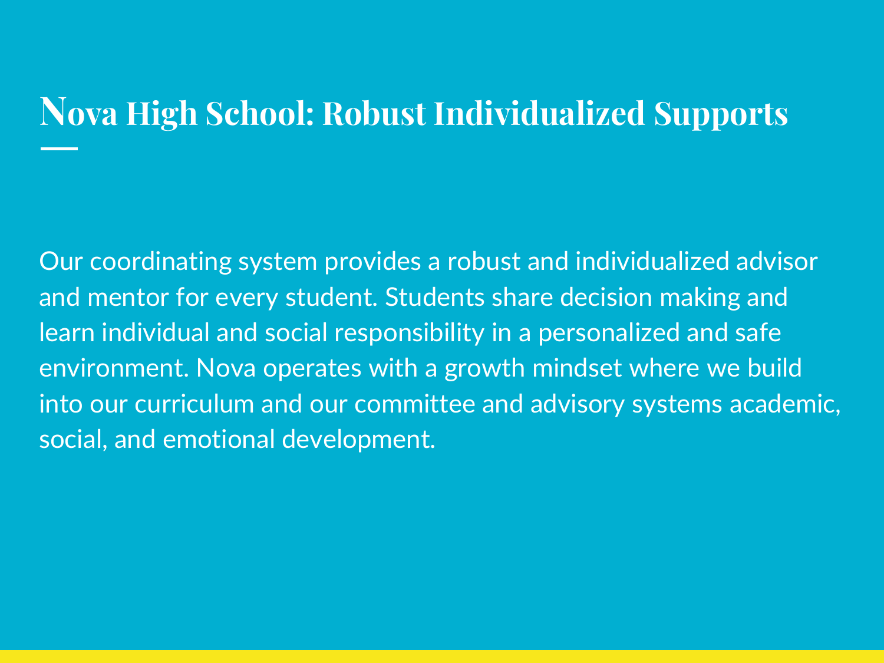# Nova High School: Robust Individualized Supports

Our coordinating system provides a robust and individualized advisor and mentor for every student. Students share decision making and learn individual and social responsibility in a personalized and safe environment. Nova operates with a growth mindset where we build into our curriculum and our committee and advisory systems academic, social, and emotional development.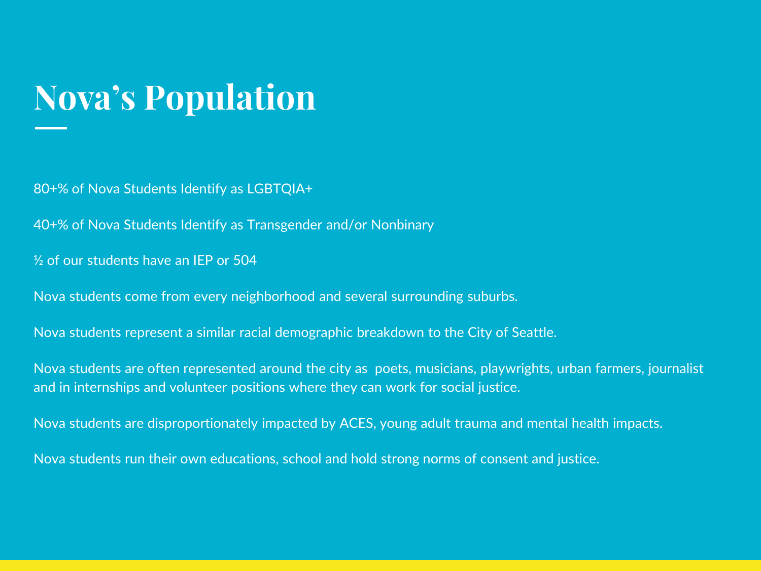# Nova's Population

80+% of Nova Students Identify as LGBTQIA+

40+% of Nova Students Identify as Transgender and/or Nonbinary

½ of our students have an IEP or 504

Nova students come from every neighborhood and several surrounding suburbs.

Nova students represent a similar racial demographic breakdown to the City of Seattle.

Nova students are often represented around the city as  poets, musicians, playwrights, urban farmers, journalist and in internships and volunteer positions where they can work for social justice.

Nova students are disproportionately impacted by ACES, young adult trauma and mental health impacts.

Nova students run their own educations, school and hold strong norms of consent and justice.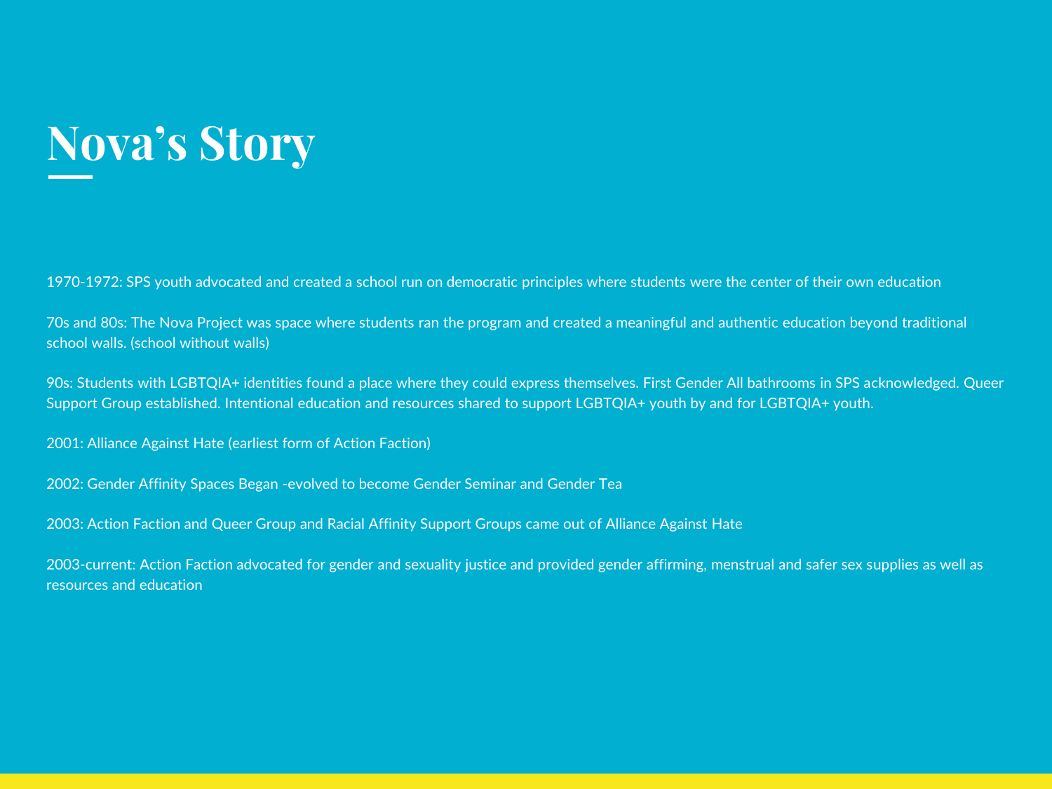# Nova's Story

1970-1972: SPS youth advocated and created a school run on democratic principles where students were the center of their own education

70s and 80s: The Nova Project was space where students ran the program and created a meaningful and authentic education beyond traditional school walls. (school without walls)

90s: Students with LGBTQIA+ identities found a place where they could express themselves. First Gender All bathrooms in SPS acknowledged. Queer Support Group established. Intentional education and resources shared to support LGBTQIA+ youth by and for LGBTQIA+ youth.

2001: Alliance Against Hate (earliest form of Action Faction)

2002: Gender Affinity Spaces Began -evolved to become Gender Seminar and Gender Tea

2003: Action Faction and Queer Group and Racial Affinity Support Groups came out of Alliance Against Hate

2003-current: Action Faction advocated for gender and sexuality justice and provided gender affirming, menstrual and safer sex supplies as well as resources and education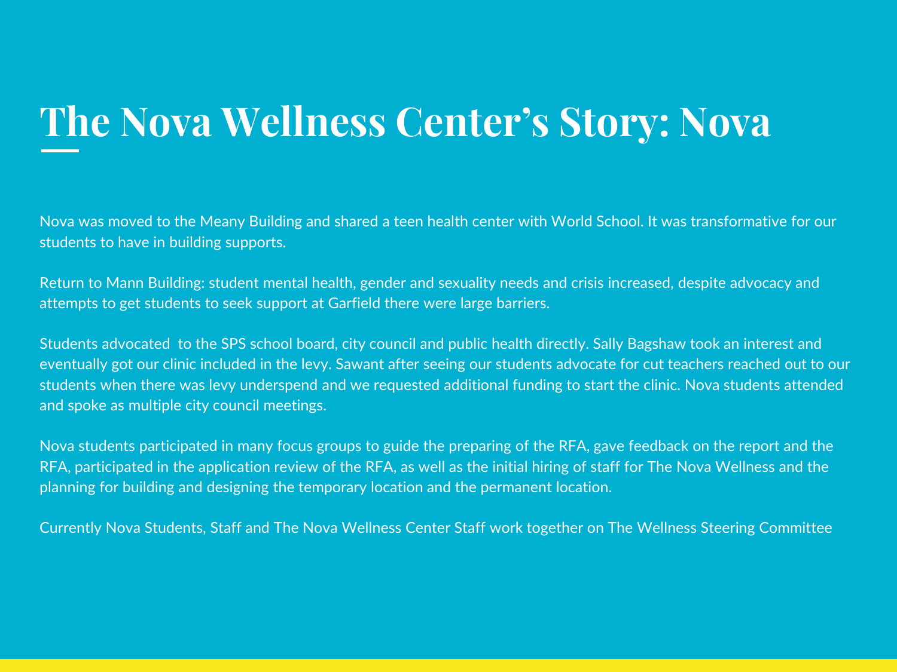# The Nova Wellness Center's Story: Nova

Nova was moved to the Meany Building and shared a teen health center with World School. It was transformative for our students to have in building supports.

Return to Mann Building: student mental health, gender and sexuality needs and crisis increased, despite advocacy and attempts to get students to seek support at Garfield there were large barriers.

Students advocated  to the SPS school board, city council and public health directly. Sally Bagshaw took an interest and eventually got our clinic included in the levy. Sawant after seeing our students advocate for cut teachers reached out to our students when there was levy underspend and we requested additional funding to start the clinic. Nova students attended and spoke as multiple city council meetings.

Nova students participated in many focus groups to guide the preparing of the RFA, gave feedback on the report and the RFA, participated in the application review of the RFA, as well as the initial hiring of staff for The Nova Wellness and the planning for building and designing the temporary location and the permanent location.

Currently Nova Students, Staff and The Nova Wellness Center Staff work together on The Wellness Steering Committee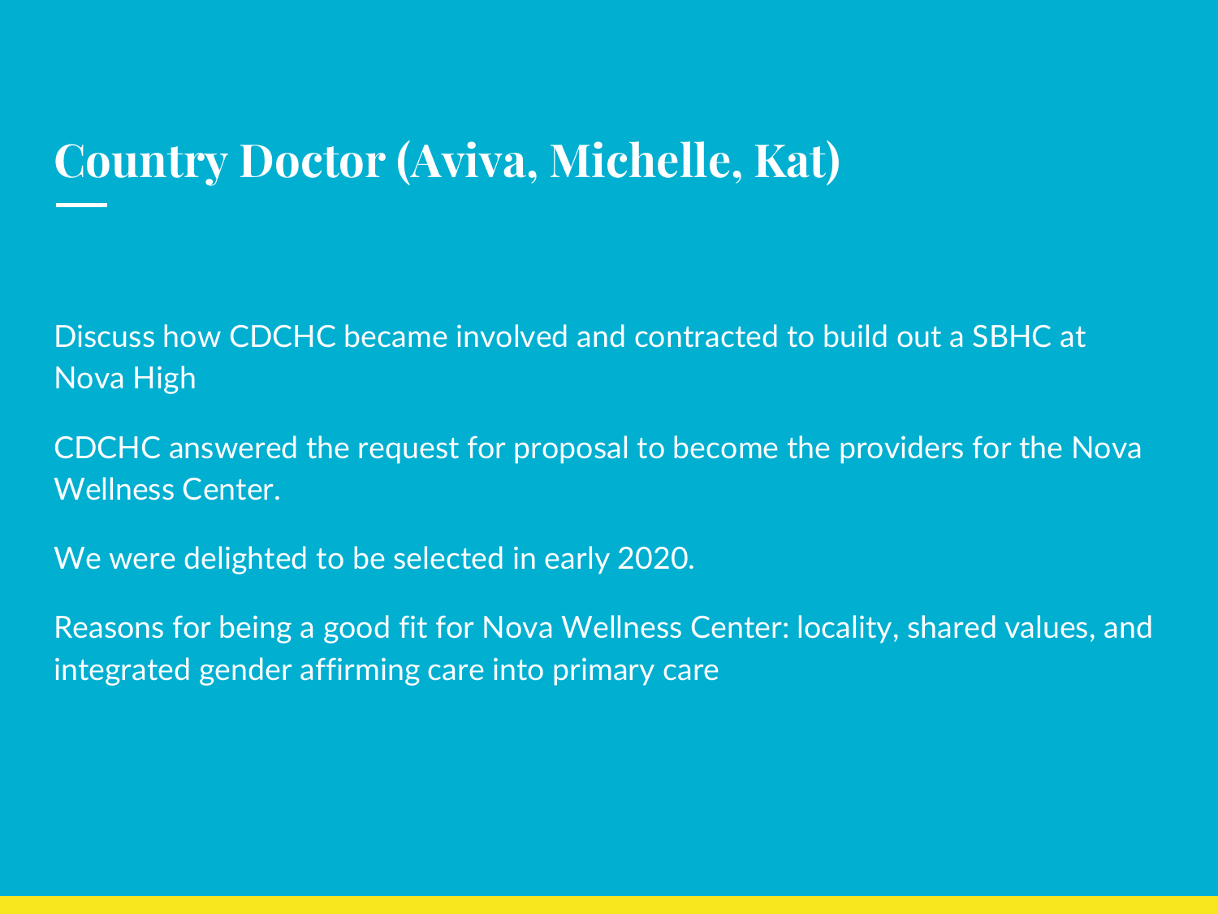# Country Doctor (Aviva, Michelle, Kat)

Discuss how CDCHC became involved and contracted to build out a SBHC at Nova High

CDCHC answered the request for proposal to become the providers for the Nova Wellness Center.

We were delighted to be selected in early 2020.

Reasons for being a good fit for Nova Wellness Center: locality, shared values, and integrated gender affirming care into primary care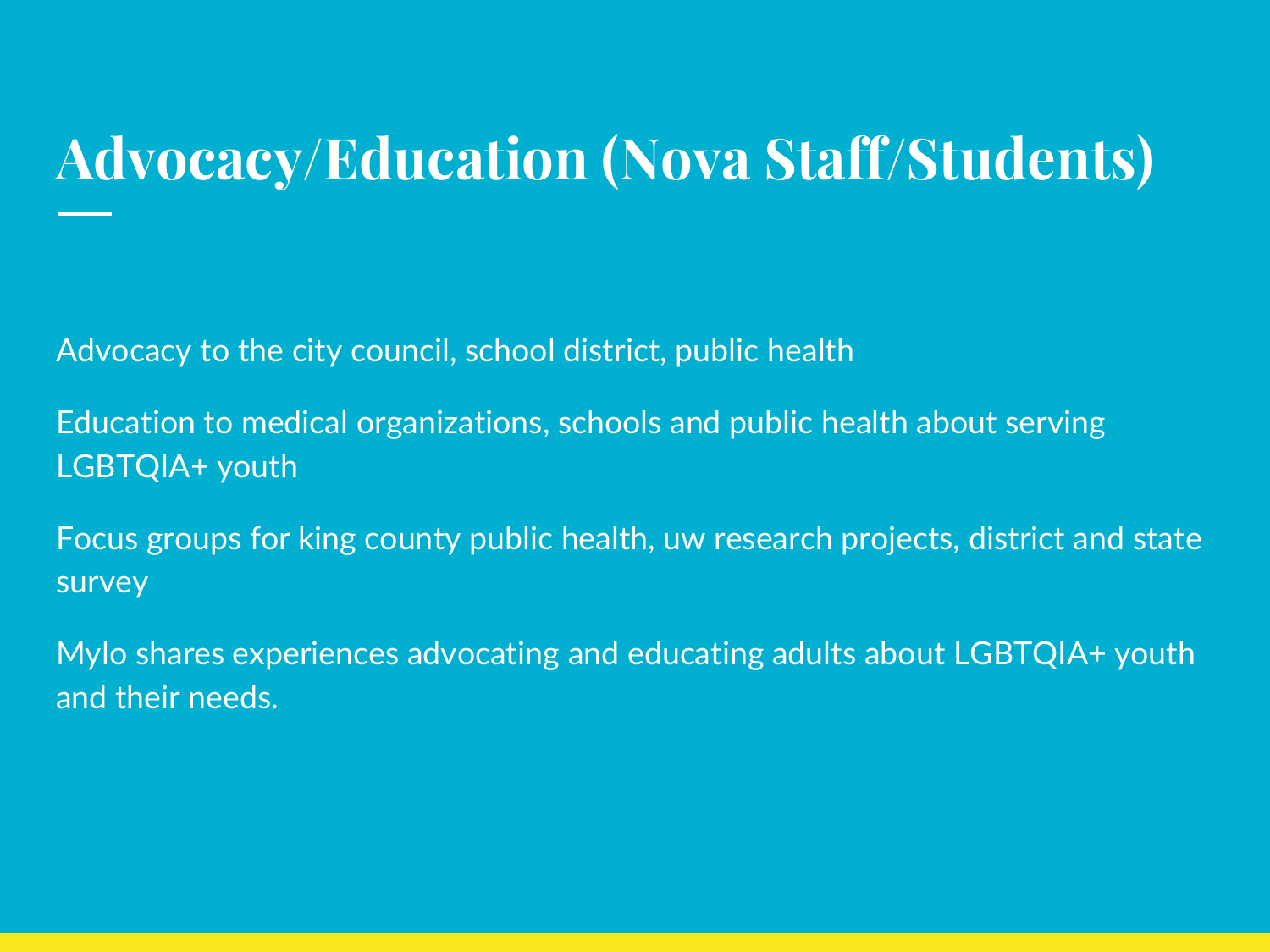# Advocacy/Education (Nova Staff/Students)

Advocacy to the city council, school district, public health

Education to medical organizations, schools and public health about serving LGBTQIA+ youth

Focus groups for king county public health, uw research projects, district and state survey

Mylo shares experiences advocating and educating adults about LGBTQIA+ youth and their needs.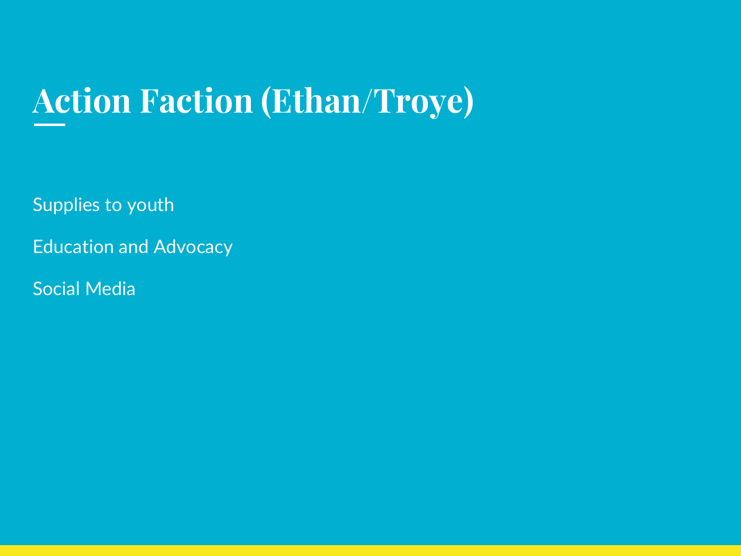# Action Faction (Ethan/Troye)

Supplies to youth

Education and Advocacy

Social Media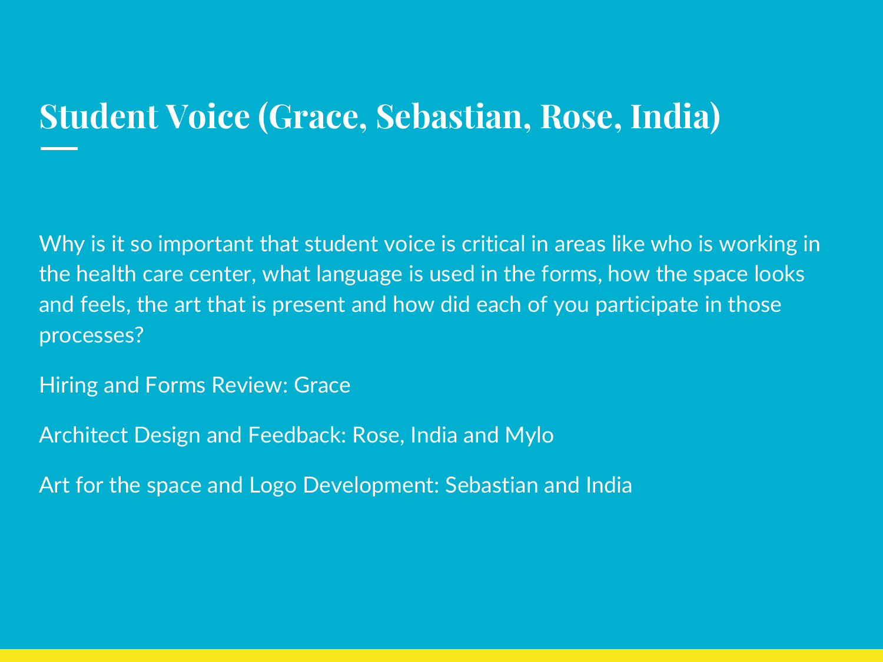# Student Voice (Grace, Sebastian, Rose, India)

Why is it so important that student voice is critical in areas like who is working in the health care center, what language is used in the forms, how the space looks and feels, the art that is present and how did each of you participate in those processes?

Hiring and Forms Review: Grace

Architect Design and Feedback: Rose, India and Mylo

Art for the space and Logo Development: Sebastian and India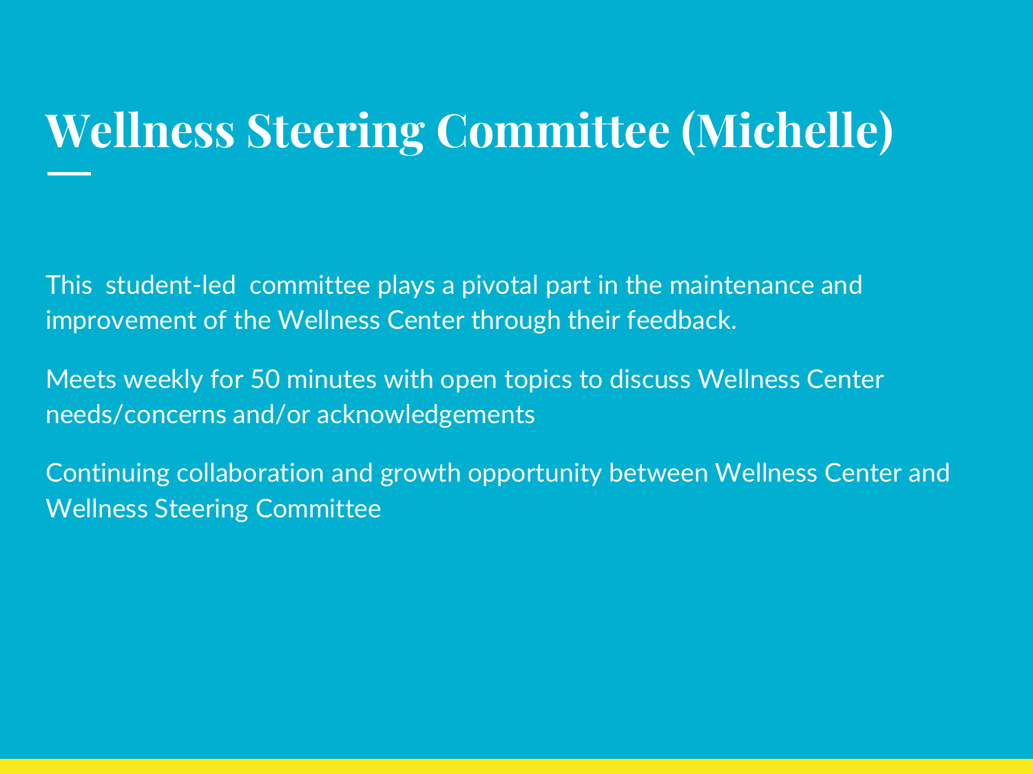# Wellness Steering Committee (Michelle)

This student-led committee plays a pivotal part in the maintenance and improvement of the Wellness Center through their feedback.

Meets weekly for 50 minutes with open topics to discuss Wellness Center needs/concerns and/or acknowledgements

Continuing collaboration and growth opportunity between Wellness Center and Wellness Steering Committee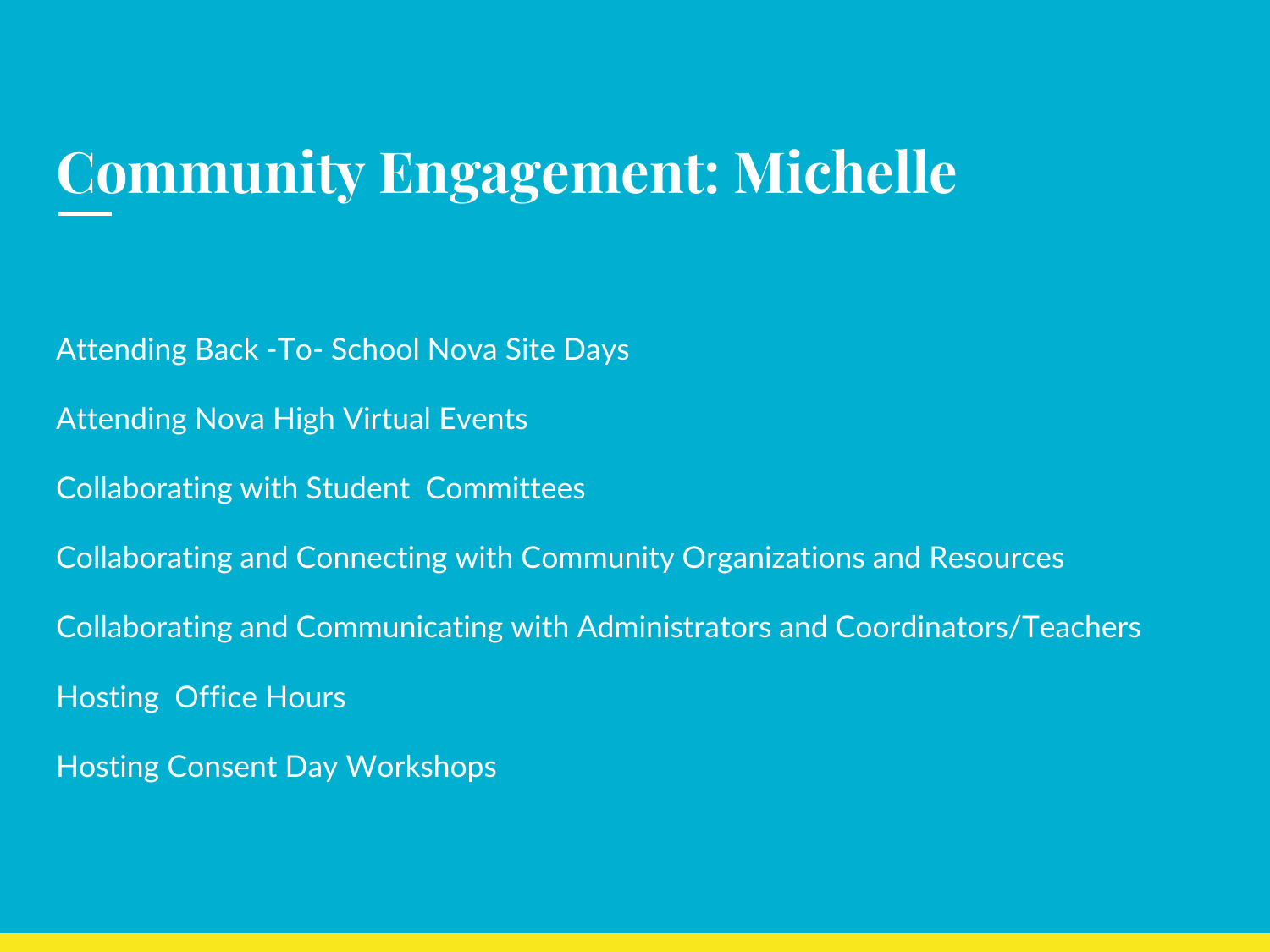# Community Engagement: Michelle

Attending Back -To- School Nova Site Days

Attending Nova High Virtual Events

Collaborating with Student  Committees

Collaborating and Connecting with Community Organizations and Resources

Collaborating and Communicating with Administrators and Coordinators/Teachers

Hosting  Office Hours

Hosting Consent Day Workshops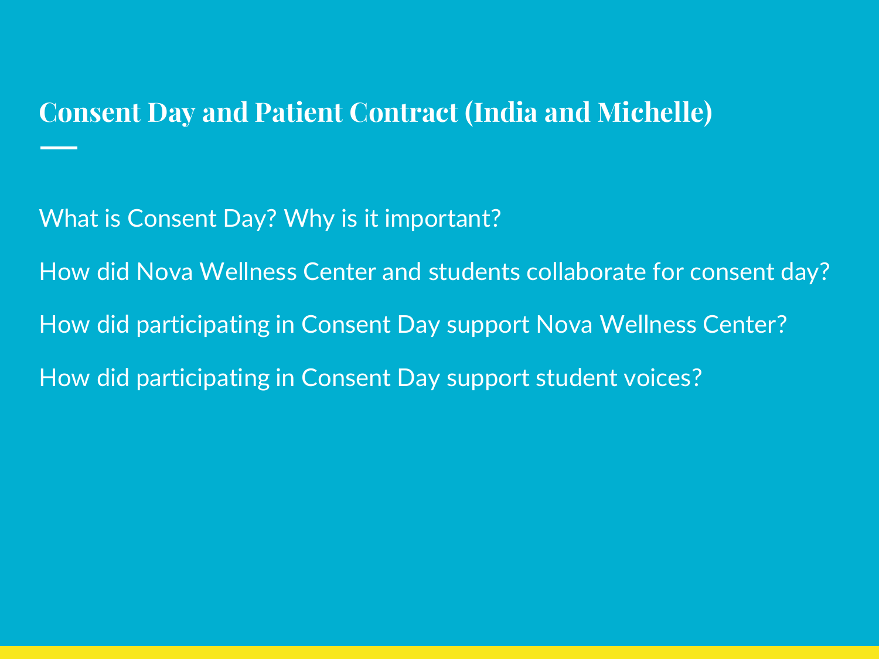# Consent Day and Patient Contract (India and Michelle)

What is Consent Day? Why is it important?

How did Nova Wellness Center and students collaborate for consent day?

How did participating in Consent Day support Nova Wellness Center?

How did participating in Consent Day support student voices?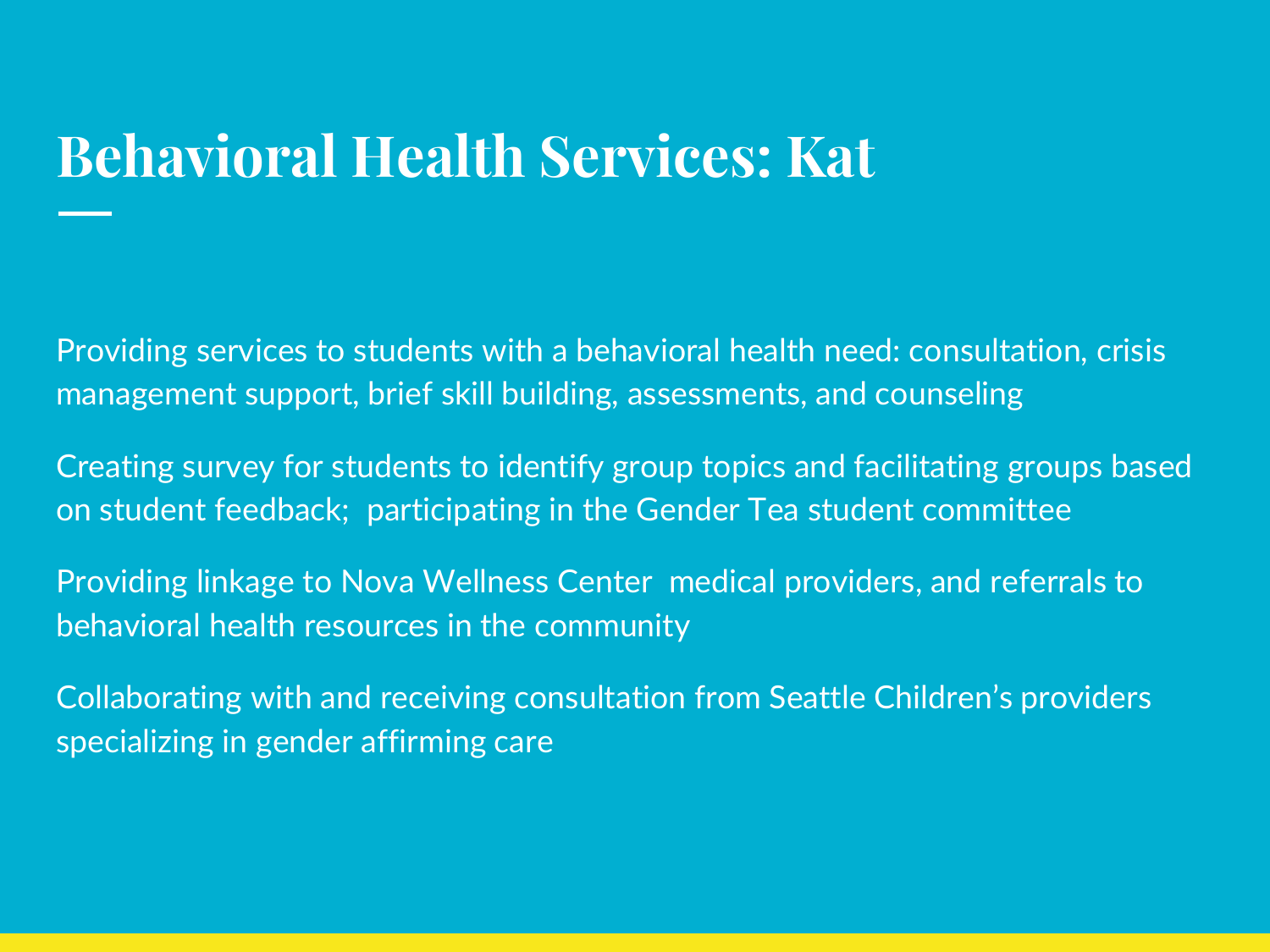# Behavioral Health Services: Kat

Providing services to students with a behavioral health need: consultation, crisis management support, brief skill building, assessments, and counseling

Creating survey for students to identify group topics and facilitating groups based on student feedback;  participating in the Gender Tea student committee

Providing linkage to Nova Wellness Center  medical providers, and referrals to behavioral health resources in the community

Collaborating with and receiving consultation from Seattle Children's providers specializing in gender affirming care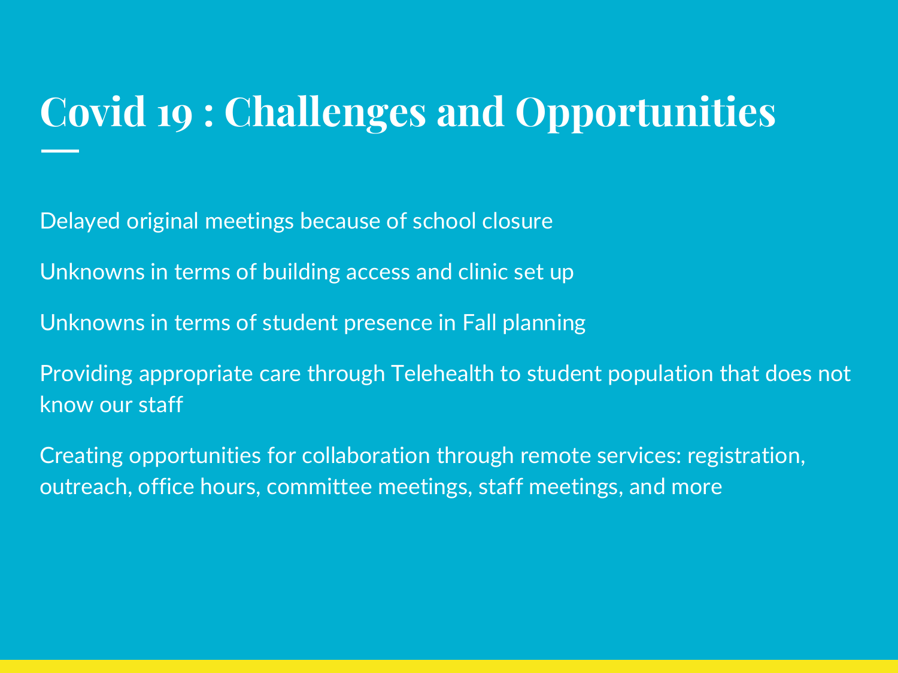# Covid 19 : Challenges and Opportunities

Delayed original meetings because of school closure

Unknowns in terms of building access and clinic set up

Unknowns in terms of student presence in Fall planning

Providing appropriate care through Telehealth to student population that does not know our staff

Creating opportunities for collaboration through remote services: registration, outreach, office hours, committee meetings, staff meetings, and more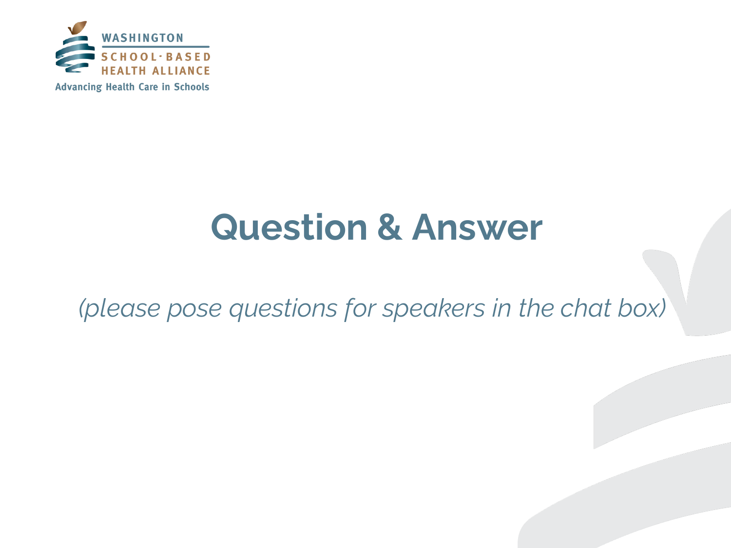# Question & Answer

*(please pose questions for speakers in the chat box)*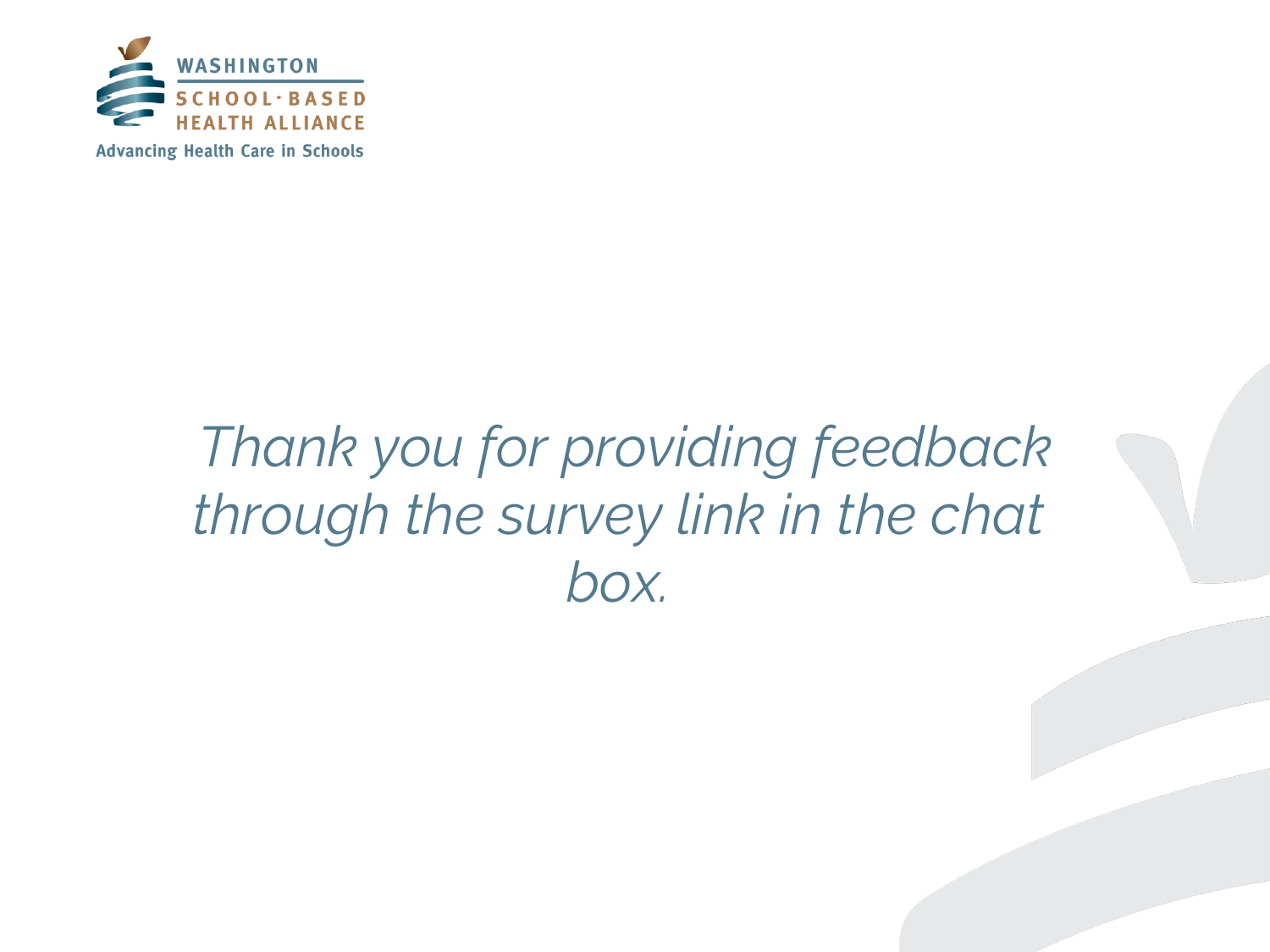WASHINGTON SCHOOL-BASED HEALTH ALLIANCE

Advancing Health Care in Schools

*Thank you for providing feedback through the survey link in the chat box.*